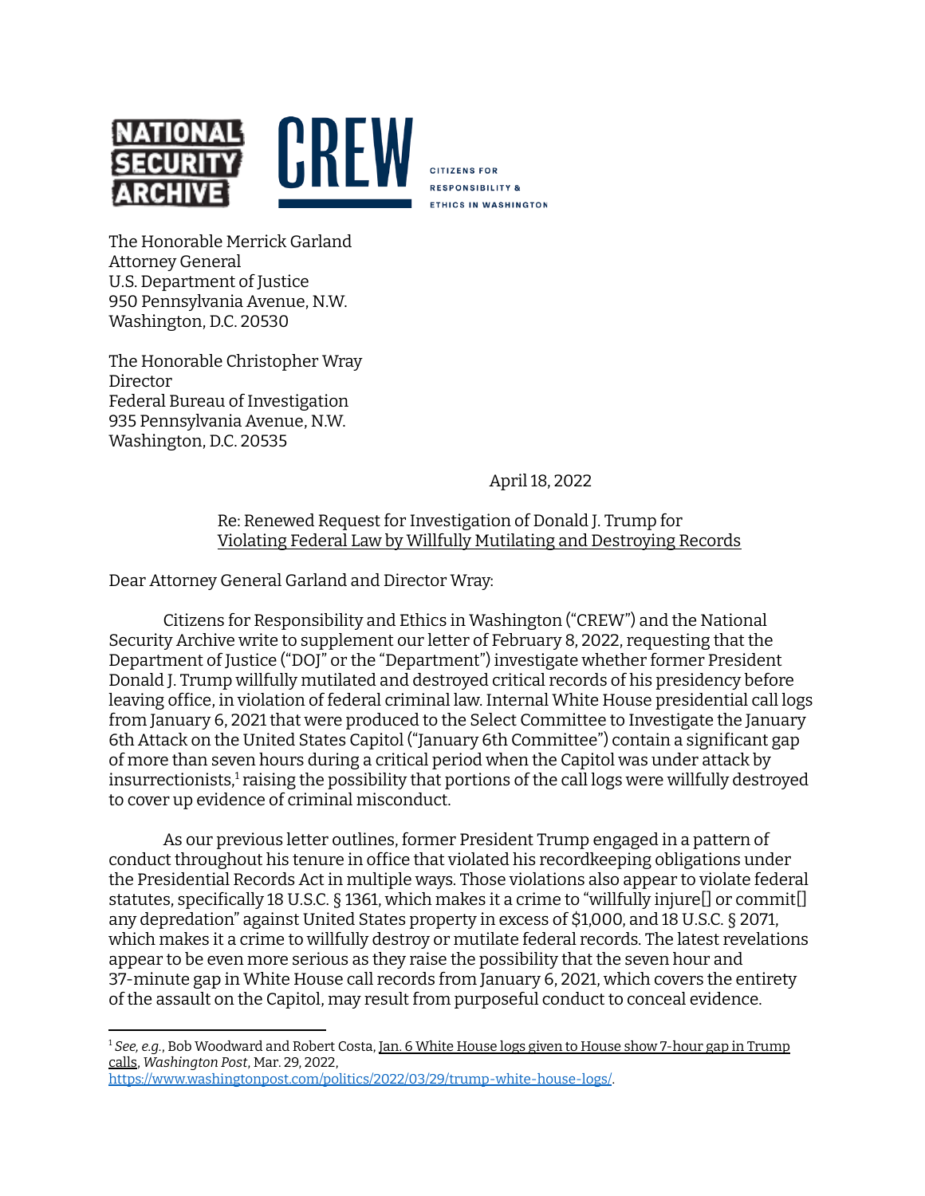NATIONAL SECURITY ARCHIVE

CREW CITIZENS FOR RESPONSIBILITY & ETHICS IN WASHINGTON

The Honorable Merrick Garland
Attorney General
U.S. Department of Justice
950 Pennsylvania Avenue, N.W.
Washington, D.C. 20530

The Honorable Christopher Wray
Director
Federal Bureau of Investigation
935 Pennsylvania Avenue, N.W.
Washington, D.C. 20535

April 18, 2022

Re: Renewed Request for Investigation of Donald J. Trump for Violating Federal Law by Willfully Mutilating and Destroying Records

Dear Attorney General Garland and Director Wray:

Citizens for Responsibility and Ethics in Washington ("CREW") and the National Security Archive write to supplement our letter of February 8, 2022, requesting that the Department of Justice ("DOJ" or the "Department") investigate whether former President Donald J. Trump willfully mutilated and destroyed critical records of his presidency before leaving office, in violation of federal criminal law. Internal White House presidential call logs from January 6, 2021 that were produced to the Select Committee to Investigate the January 6th Attack on the United States Capitol ("January 6th Committee") contain a significant gap of more than seven hours during a critical period when the Capitol was under attack by insurrectionists,[1] raising the possibility that portions of the call logs were willfully destroyed to cover up evidence of criminal misconduct.

As our previous letter outlines, former President Trump engaged in a pattern of conduct throughout his tenure in office that violated his recordkeeping obligations under the Presidential Records Act in multiple ways. Those violations also appear to violate federal statutes, specifically 18 U.S.C. § 1361, which makes it a crime to "willfully injure[] or commit[] any depredation" against United States property in excess of $1,000, and 18 U.S.C. § 2071, which makes it a crime to willfully destroy or mutilate federal records. The latest revelations appear to be even more serious as they raise the possibility that the seven hour and 37-minute gap in White House call records from January 6, 2021, which covers the entirety of the assault on the Capitol, may result from purposeful conduct to conceal evidence.

---

[1] *See, e.g.*, Bob Woodward and Robert Costa, Jan. 6 White House logs given to House show 7-hour gap in Trump calls, *Washington Post*, Mar. 29, 2022, https://www.washingtonpost.com/politics/2022/03/29/trump-white-house-logs/.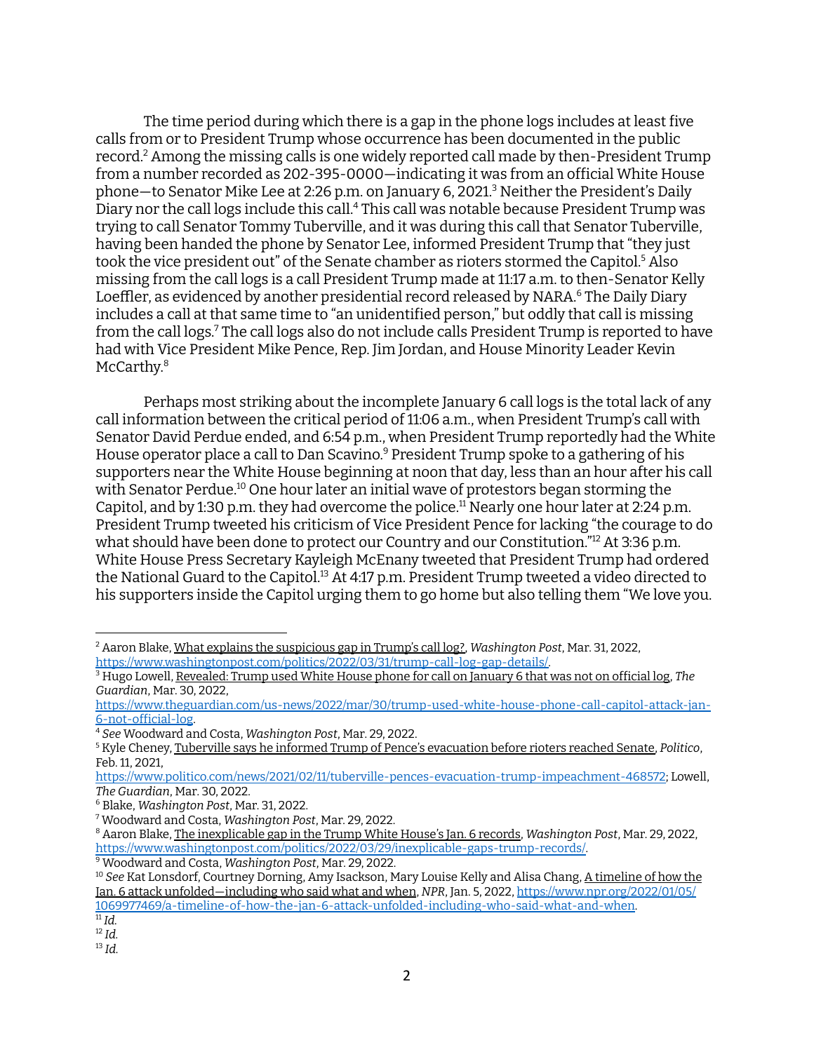The time period during which there is a gap in the phone logs includes at least five calls from or to President Trump whose occurrence has been documented in the public record.[2] Among the missing calls is one widely reported call made by then-President Trump from a number recorded as 202-395-0000—indicating it was from an official White House phone—to Senator Mike Lee at 2:26 p.m. on January 6, 2021.[3] Neither the President's Daily Diary nor the call logs include this call.[4] This call was notable because President Trump was trying to call Senator Tommy Tuberville, and it was during this call that Senator Tuberville, having been handed the phone by Senator Lee, informed President Trump that "they just took the vice president out" of the Senate chamber as rioters stormed the Capitol.[5] Also missing from the call logs is a call President Trump made at 11:17 a.m. to then-Senator Kelly Loeffler, as evidenced by another presidential record released by NARA.[6] The Daily Diary includes a call at that same time to "an unidentified person," but oddly that call is missing from the call logs.[7] The call logs also do not include calls President Trump is reported to have had with Vice President Mike Pence, Rep. Jim Jordan, and House Minority Leader Kevin McCarthy.[8]

Perhaps most striking about the incomplete January 6 call logs is the total lack of any call information between the critical period of 11:06 a.m., when President Trump's call with Senator David Perdue ended, and 6:54 p.m., when President Trump reportedly had the White House operator place a call to Dan Scavino.[9] President Trump spoke to a gathering of his supporters near the White House beginning at noon that day, less than an hour after his call with Senator Perdue.[10] One hour later an initial wave of protestors began storming the Capitol, and by 1:30 p.m. they had overcome the police.[11] Nearly one hour later at 2:24 p.m. President Trump tweeted his criticism of Vice President Pence for lacking "the courage to do what should have been done to protect our Country and our Constitution."[12] At 3:36 p.m. White House Press Secretary Kayleigh McEnany tweeted that President Trump had ordered the National Guard to the Capitol.[13] At 4:17 p.m. President Trump tweeted a video directed to his supporters inside the Capitol urging them to go home but also telling them "We love you.

---

[2] Aaron Blake, What explains the suspicious gap in Trump's call log?, *Washington Post*, Mar. 31, 2022, https://www.washingtonpost.com/politics/2022/03/31/trump-call-log-gap-details/.

[3] Hugo Lowell, Revealed: Trump used White House phone for call on January 6 that was not on official log, *The Guardian*, Mar. 30, 2022, https://www.theguardian.com/us-news/2022/mar/30/trump-used-white-house-phone-call-capitol-attack-jan-6-not-official-log.

[4] *See* Woodward and Costa, *Washington Post*, Mar. 29, 2022.

[5] Kyle Cheney, Tuberville says he informed Trump of Pence's evacuation before rioters reached Senate, *Politico*, Feb. 11, 2021, https://www.politico.com/news/2021/02/11/tuberville-pences-evacuation-trump-impeachment-468572; Lowell, *The Guardian*, Mar. 30, 2022.

[6] Blake, *Washington Post*, Mar. 31, 2022.

[7] Woodward and Costa, *Washington Post*, Mar. 29, 2022.

[8] Aaron Blake, The inexplicable gap in the Trump White House's Jan. 6 records, *Washington Post*, Mar. 29, 2022, https://www.washingtonpost.com/politics/2022/03/29/inexplicable-gaps-trump-records/.

[9] Woodward and Costa, *Washington Post*, Mar. 29, 2022.

[10] *See* Kat Lonsdorf, Courtney Dorning, Amy Isackson, Mary Louise Kelly and Alisa Chang, A timeline of how the Jan. 6 attack unfolded—including who said what and when, *NPR*, Jan. 5, 2022, https://www.npr.org/2022/01/05/1069977469/a-timeline-of-how-the-jan-6-attack-unfolded-including-who-said-what-and-when.

[11] *Id.*

[12] *Id.*

[13] *Id.*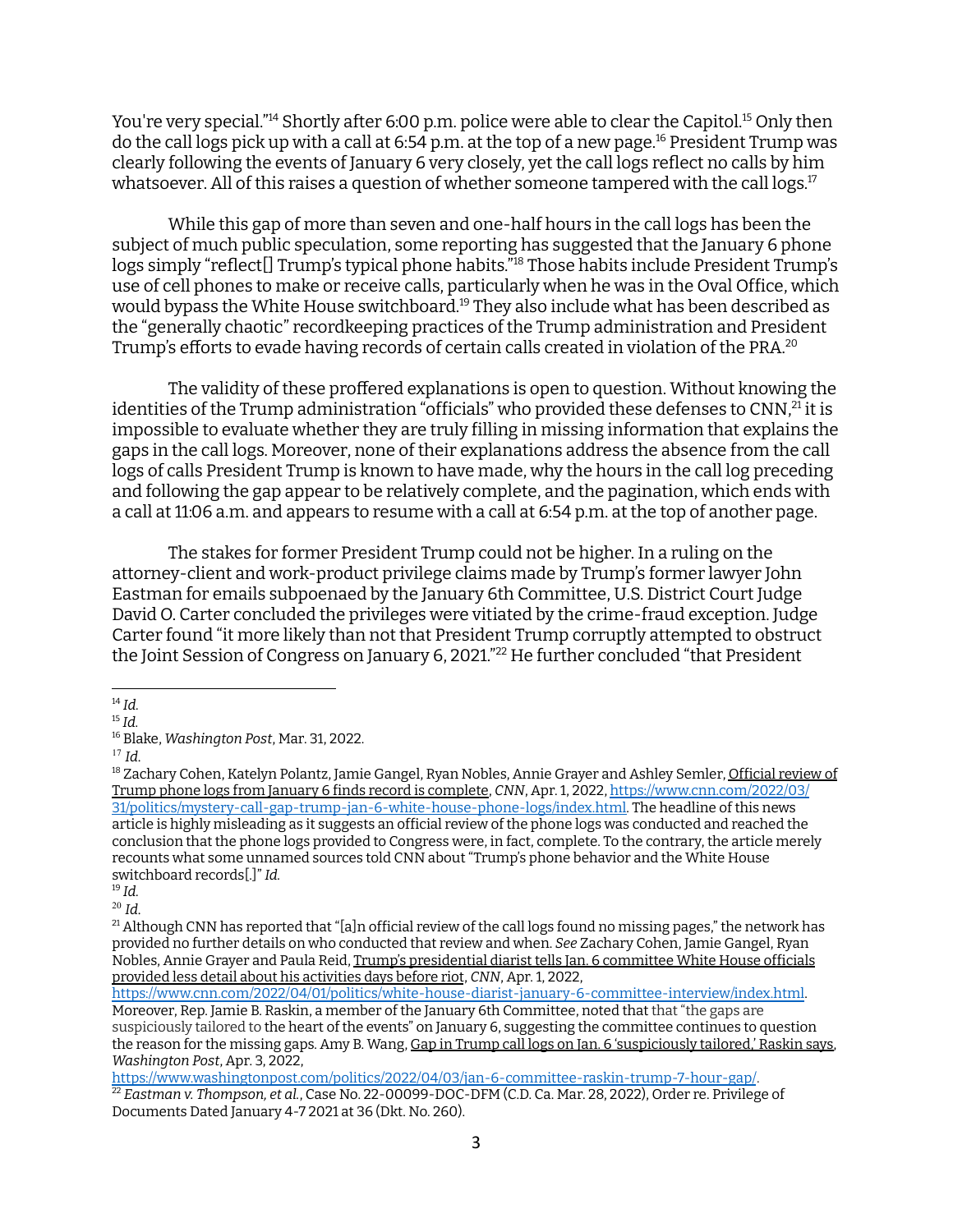You're very special."[14] Shortly after 6:00 p.m. police were able to clear the Capitol.[15] Only then do the call logs pick up with a call at 6:54 p.m. at the top of a new page.[16] President Trump was clearly following the events of January 6 very closely, yet the call logs reflect no calls by him whatsoever. All of this raises a question of whether someone tampered with the call logs.[17]

While this gap of more than seven and one-half hours in the call logs has been the subject of much public speculation, some reporting has suggested that the January 6 phone logs simply "reflect[] Trump's typical phone habits."[18] Those habits include President Trump's use of cell phones to make or receive calls, particularly when he was in the Oval Office, which would bypass the White House switchboard.[19] They also include what has been described as the "generally chaotic" recordkeeping practices of the Trump administration and President Trump's efforts to evade having records of certain calls created in violation of the PRA.[20]

The validity of these proffered explanations is open to question. Without knowing the identities of the Trump administration "officials" who provided these defenses to CNN,[21] it is impossible to evaluate whether they are truly filling in missing information that explains the gaps in the call logs. Moreover, none of their explanations address the absence from the call logs of calls President Trump is known to have made, why the hours in the call log preceding and following the gap appear to be relatively complete, and the pagination, which ends with a call at 11:06 a.m. and appears to resume with a call at 6:54 p.m. at the top of another page.

The stakes for former President Trump could not be higher. In a ruling on the attorney-client and work-product privilege claims made by Trump's former lawyer John Eastman for emails subpoenaed by the January 6th Committee, U.S. District Court Judge David O. Carter concluded the privileges were vitiated by the crime-fraud exception. Judge Carter found "it more likely than not that President Trump corruptly attempted to obstruct the Joint Session of Congress on January 6, 2021."[22] He further concluded "that President

---

[14] *Id.*

[15] *Id.*

[16] Blake, *Washington Post*, Mar. 31, 2022.

[17] *Id.*

[18] Zachary Cohen, Katelyn Polantz, Jamie Gangel, Ryan Nobles, Annie Grayer and Ashley Semler, Official review of Trump phone logs from January 6 finds record is complete, *CNN*, Apr. 1, 2022, https://www.cnn.com/2022/03/31/politics/mystery-call-gap-trump-jan-6-white-house-phone-logs/index.html. The headline of this news article is highly misleading as it suggests an official review of the phone logs was conducted and reached the conclusion that the phone logs provided to Congress were, in fact, complete. To the contrary, the article merely recounts what some unnamed sources told CNN about "Trump's phone behavior and the White House switchboard records[.]" *Id.*

[19] *Id.*

[20] *Id.*

[21] Although CNN has reported that "[a]n official review of the call logs found no missing pages," the network has provided no further details on who conducted that review and when. *See* Zachary Cohen, Jamie Gangel, Ryan Nobles, Annie Grayer and Paula Reid, Trump's presidential diarist tells Jan. 6 committee White House officials provided less detail about his activities days before riot, *CNN*, Apr. 1, 2022, https://www.cnn.com/2022/04/01/politics/white-house-diarist-january-6-committee-interview/index.html. Moreover, Rep. Jamie B. Raskin, a member of the January 6th Committee, noted that that "the gaps are suspiciously tailored to the heart of the events" on January 6, suggesting the committee continues to question the reason for the missing gaps. Amy B. Wang, Gap in Trump call logs on Jan. 6 'suspiciously tailored,' Raskin says, *Washington Post*, Apr. 3, 2022, https://www.washingtonpost.com/politics/2022/04/03/jan-6-committee-raskin-trump-7-hour-gap/.

[22] *Eastman v. Thompson, et al.*, Case No. 22-00099-DOC-DFM (C.D. Ca. Mar. 28, 2022), Order re. Privilege of Documents Dated January 4-7 2021 at 36 (Dkt. No. 260).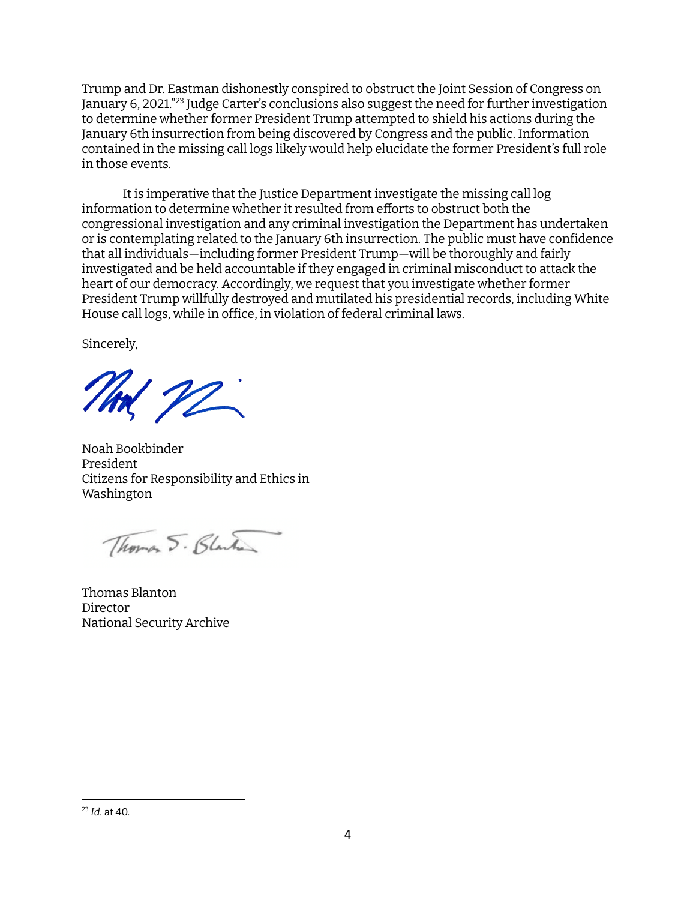Trump and Dr. Eastman dishonestly conspired to obstruct the Joint Session of Congress on January 6, 2021."[23] Judge Carter's conclusions also suggest the need for further investigation to determine whether former President Trump attempted to shield his actions during the January 6th insurrection from being discovered by Congress and the public. Information contained in the missing call logs likely would help elucidate the former President's full role in those events.

It is imperative that the Justice Department investigate the missing call log information to determine whether it resulted from efforts to obstruct both the congressional investigation and any criminal investigation the Department has undertaken or is contemplating related to the January 6th insurrection. The public must have confidence that all individuals—including former President Trump—will be thoroughly and fairly investigated and be held accountable if they engaged in criminal misconduct to attack the heart of our democracy. Accordingly, we request that you investigate whether former President Trump willfully destroyed and mutilated his presidential records, including White House call logs, while in office, in violation of federal criminal laws.

Sincerely,

Noah Bookbinder
President
Citizens for Responsibility and Ethics in Washington

Thomas Blanton
Director
National Security Archive

---

[23] *Id.* at 40.